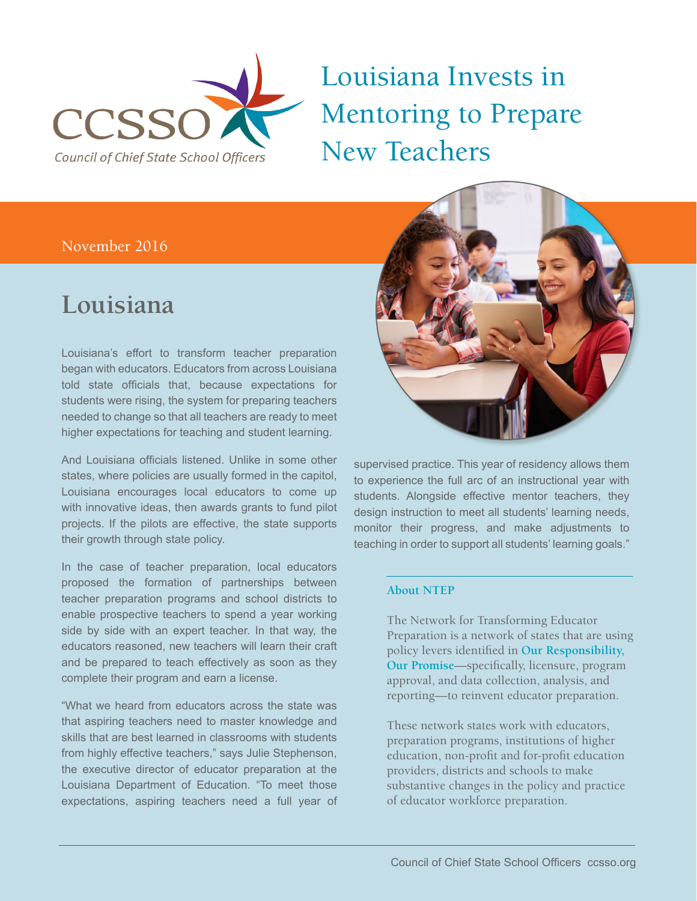# Louisiana Invests in Mentoring to Prepare New Teachers

November 2016

## Louisiana

Louisiana's effort to transform teacher preparation began with educators. Educators from across Louisiana told state officials that, because expectations for students were rising, the system for preparing teachers needed to change so that all teachers are ready to meet higher expectations for teaching and student learning.

And Louisiana officials listened. Unlike in some other states, where policies are usually formed in the capitol, Louisiana encourages local educators to come up with innovative ideas, then awards grants to fund pilot projects. If the pilots are effective, the state supports their growth through state policy.

In the case of teacher preparation, local educators proposed the formation of partnerships between teacher preparation programs and school districts to enable prospective teachers to spend a year working side by side with an expert teacher. In that way, the educators reasoned, new teachers will learn their craft and be prepared to teach effectively as soon as they complete their program and earn a license.

"What we heard from educators across the state was that aspiring teachers need to master knowledge and skills that are best learned in classrooms with students from highly effective teachers," says Julie Stephenson, the executive director of educator preparation at the Louisiana Department of Education. "To meet those expectations, aspiring teachers need a full year of supervised practice. This year of residency allows them to experience the full arc of an instructional year with students. Alongside effective mentor teachers, they design instruction to meet all students' learning needs, monitor their progress, and make adjustments to teaching in order to support all students' learning goals."

### About NTEP

The Network for Transforming Educator Preparation is a network of states that are using policy levers identified in **Our Responsibility, Our Promise**—specifically, licensure, program approval, and data collection, analysis, and reporting—to reinvent educator preparation.

These network states work with educators, preparation programs, institutions of higher education, non-profit and for-profit education providers, districts and schools to make substantive changes in the policy and practice of educator workforce preparation.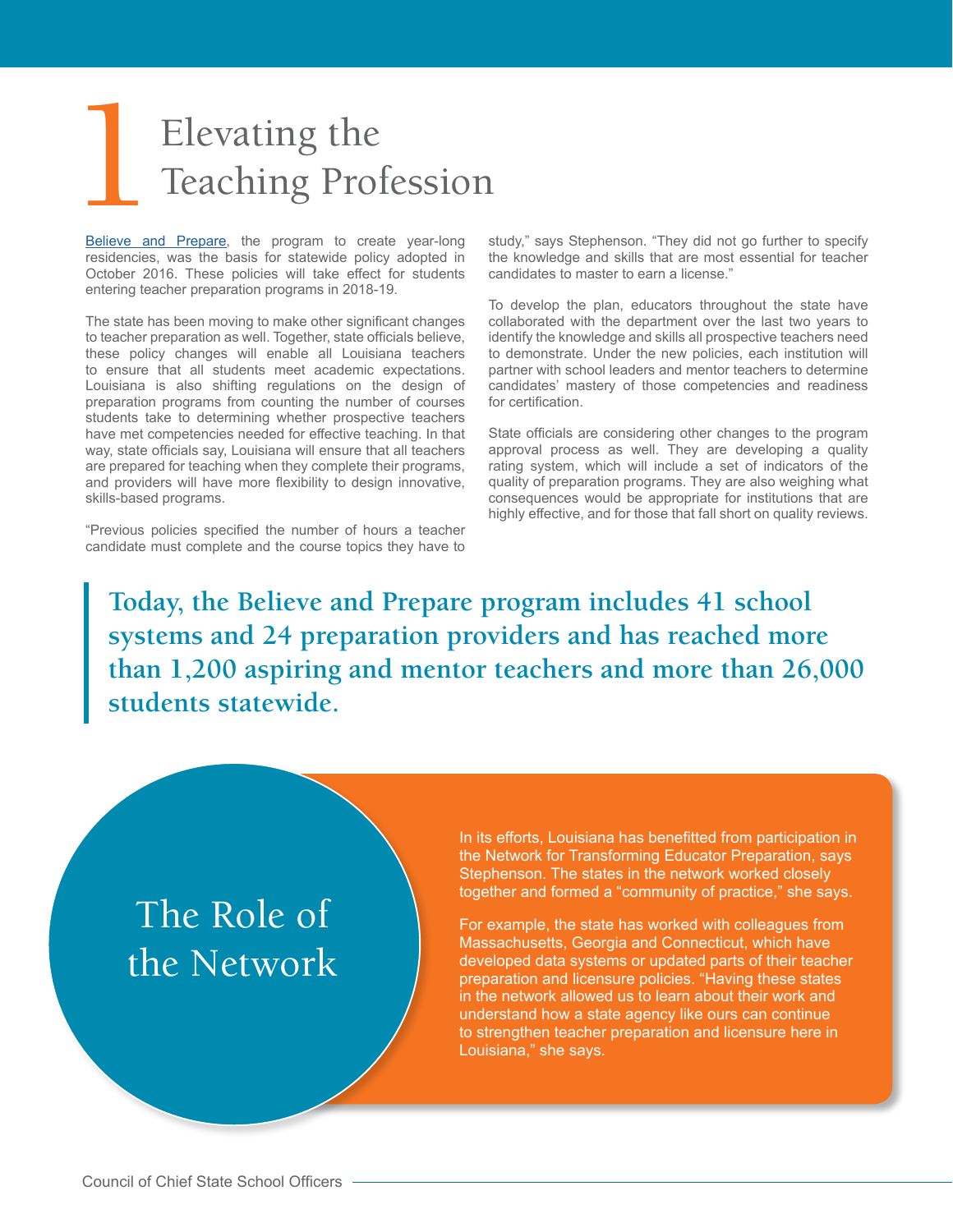# 1 Elevating the Teaching Profession

[Believe and Prepare](Believe and Prepare), the program to create year-long residencies, was the basis for statewide policy adopted in October 2016. These policies will take effect for students entering teacher preparation programs in 2018-19.

The state has been moving to make other significant changes to teacher preparation as well. Together, state officials believe, these policy changes will enable all Louisiana teachers to ensure that all students meet academic expectations. Louisiana is also shifting regulations on the design of preparation programs from counting the number of courses students take to determining whether prospective teachers have met competencies needed for effective teaching. In that way, state officials say, Louisiana will ensure that all teachers are prepared for teaching when they complete their programs, and providers will have more flexibility to design innovative, skills-based programs.

"Previous policies specified the number of hours a teacher candidate must complete and the course topics they have to study," says Stephenson. "They did not go further to specify the knowledge and skills that are most essential for teacher candidates to master to earn a license."

To develop the plan, educators throughout the state have collaborated with the department over the last two years to identify the knowledge and skills all prospective teachers need to demonstrate. Under the new policies, each institution will partner with school leaders and mentor teachers to determine candidates' mastery of those competencies and readiness for certification.

State officials are considering other changes to the program approval process as well. They are developing a quality rating system, which will include a set of indicators of the quality of preparation programs. They are also weighing what consequences would be appropriate for institutions that are highly effective, and for those that fall short on quality reviews.

> **Today, the Believe and Prepare program includes 41 school systems and 24 preparation providers and has reached more than 1,200 aspiring and mentor teachers and more than 26,000 students statewide.**

## The Role of the Network

In its efforts, Louisiana has benefitted from participation in the Network for Transforming Educator Preparation, says Stephenson. The states in the network worked closely together and formed a "community of practice," she says.

For example, the state has worked with colleagues from Massachusetts, Georgia and Connecticut, which have developed data systems or updated parts of their teacher preparation and licensure policies. "Having these states in the network allowed us to learn about their work and understand how a state agency like ours can continue to strengthen teacher preparation and licensure here in Louisiana," she says.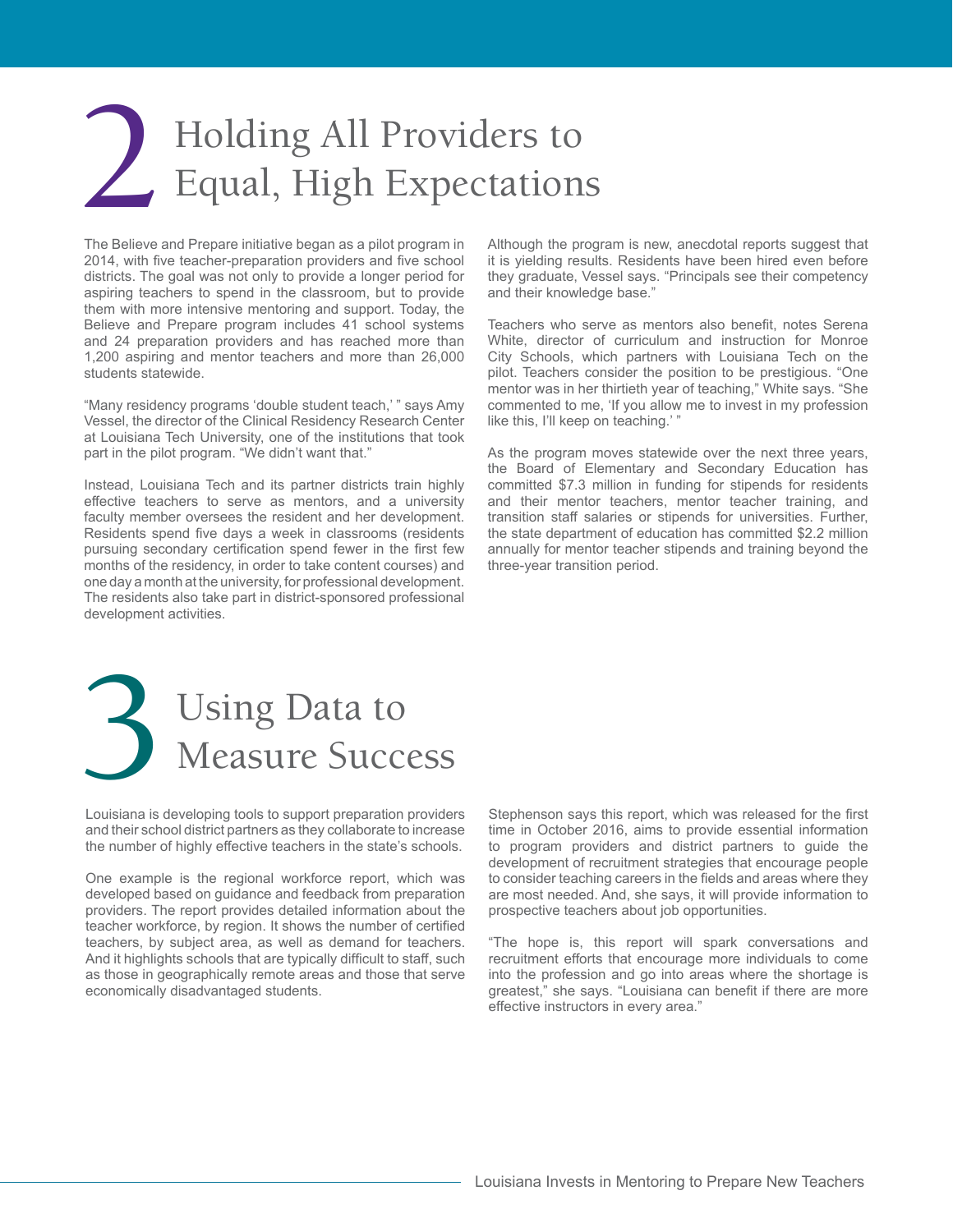## 2 Holding All Providers to Equal, High Expectations

The Believe and Prepare initiative began as a pilot program in 2014, with five teacher-preparation providers and five school districts. The goal was not only to provide a longer period for aspiring teachers to spend in the classroom, but to provide them with more intensive mentoring and support. Today, the Believe and Prepare program includes 41 school systems and 24 preparation providers and has reached more than 1,200 aspiring and mentor teachers and more than 26,000 students statewide.

"Many residency programs 'double student teach,' " says Amy Vessel, the director of the Clinical Residency Research Center at Louisiana Tech University, one of the institutions that took part in the pilot program. "We didn't want that."

Instead, Louisiana Tech and its partner districts train highly effective teachers to serve as mentors, and a university faculty member oversees the resident and her development. Residents spend five days a week in classrooms (residents pursuing secondary certification spend fewer in the first few months of the residency, in order to take content courses) and one day a month at the university, for professional development. The residents also take part in district-sponsored professional development activities.

Although the program is new, anecdotal reports suggest that it is yielding results. Residents have been hired even before they graduate, Vessel says. "Principals see their competency and their knowledge base."

Teachers who serve as mentors also benefit, notes Serena White, director of curriculum and instruction for Monroe City Schools, which partners with Louisiana Tech on the pilot. Teachers consider the position to be prestigious. "One mentor was in her thirtieth year of teaching," White says. "She commented to me, 'If you allow me to invest in my profession like this, I'll keep on teaching.' "

As the program moves statewide over the next three years, the Board of Elementary and Secondary Education has committed $7.3 million in funding for stipends for residents and their mentor teachers, mentor teacher training, and transition staff salaries or stipends for universities. Further, the state department of education has committed $2.2 million annually for mentor teacher stipends and training beyond the three-year transition period.

## 3 Using Data to Measure Success

Louisiana is developing tools to support preparation providers and their school district partners as they collaborate to increase the number of highly effective teachers in the state's schools.

One example is the regional workforce report, which was developed based on guidance and feedback from preparation providers. The report provides detailed information about the teacher workforce, by region. It shows the number of certified teachers, by subject area, as well as demand for teachers. And it highlights schools that are typically difficult to staff, such as those in geographically remote areas and those that serve economically disadvantaged students.

Stephenson says this report, which was released for the first time in October 2016, aims to provide essential information to program providers and district partners to guide the development of recruitment strategies that encourage people to consider teaching careers in the fields and areas where they are most needed. And, she says, it will provide information to prospective teachers about job opportunities.

"The hope is, this report will spark conversations and recruitment efforts that encourage more individuals to come into the profession and go into areas where the shortage is greatest," she says. "Louisiana can benefit if there are more effective instructors in every area."